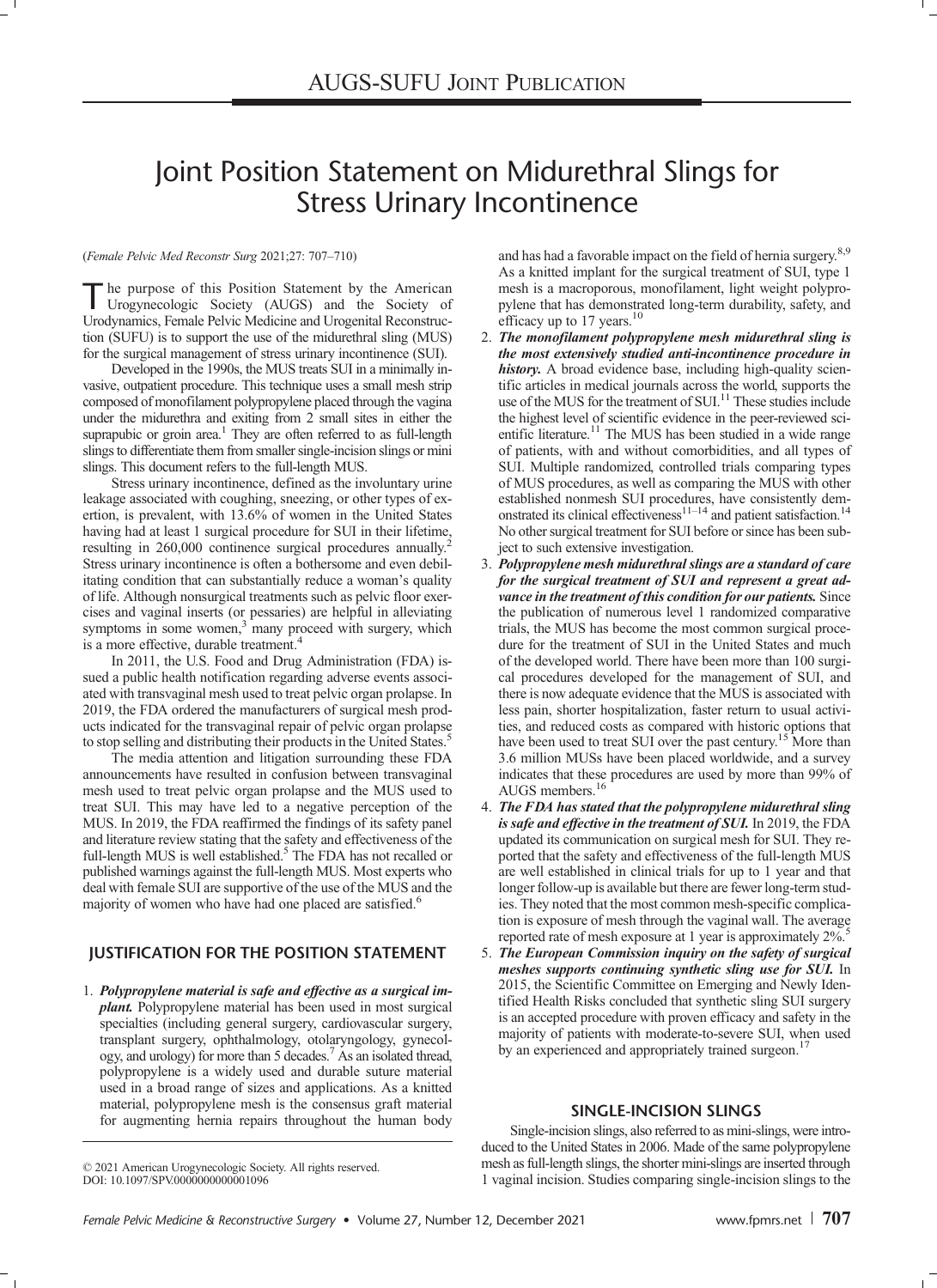# Joint Position Statement on Midurethral Slings for Stress Urinary Incontinence

(*Female Pelvic Med Reconstr Surg* 2021;27: 707–710)

The purpose of this Position Statement by the American Urogynecologic Society (AUGS) and the Society of Urodynamics, Female Pelvic Medicine and Urogenital Reconstruction (SUFU) is to support the use of the midurethral sling (MUS) for the surgical management of stress urinary incontinence (SUI).

Developed in the 1990s, the MUS treats SUI in a minimally invasive, outpatient procedure. This technique uses a small mesh strip composed of monofilament polypropylene placed through the vagina under the midurethra and exiting from 2 small sites in either the suprapubic or groin area.[1] They are often referred to as full-length slings to differentiate them from smaller single-incision slings or mini slings. This document refers to the full-length MUS.

Stress urinary incontinence, defined as the involuntary urine leakage associated with coughing, sneezing, or other types of exertion, is prevalent, with 13.6% of women in the United States having had at least 1 surgical procedure for SUI in their lifetime, resulting in 260,000 continence surgical procedures annually.[2] Stress urinary incontinence is often a bothersome and even debilitating condition that can substantially reduce a woman's quality of life. Although nonsurgical treatments such as pelvic floor exercises and vaginal inserts (or pessaries) are helpful in alleviating symptoms in some women,[3] many proceed with surgery, which is a more effective, durable treatment.[4]

In 2011, the U.S. Food and Drug Administration (FDA) issued a public health notification regarding adverse events associated with transvaginal mesh used to treat pelvic organ prolapse. In 2019, the FDA ordered the manufacturers of surgical mesh products indicated for the transvaginal repair of pelvic organ prolapse to stop selling and distributing their products in the United States.[5]

The media attention and litigation surrounding these FDA announcements have resulted in confusion between transvaginal mesh used to treat pelvic organ prolapse and the MUS used to treat SUI. This may have led to a negative perception of the MUS. In 2019, the FDA reaffirmed the findings of its safety panel and literature review stating that the safety and effectiveness of the full-length MUS is well established.[5] The FDA has not recalled or published warnings against the full-length MUS. Most experts who deal with female SUI are supportive of the use of the MUS and the majority of women who have had one placed are satisfied.[6]

## JUSTIFICATION FOR THE POSITION STATEMENT

1. ***Polypropylene material is safe and effective as a surgical implant.*** Polypropylene material has been used in most surgical specialties (including general surgery, cardiovascular surgery, transplant surgery, ophthalmology, otolaryngology, gynecology, and urology) for more than 5 decades.[7] As an isolated thread, polypropylene is a widely used and durable suture material used in a broad range of sizes and applications. As a knitted material, polypropylene mesh is the consensus graft material for augmenting hernia repairs throughout the human body and has had a favorable impact on the field of hernia surgery.[8,9] As a knitted implant for the surgical treatment of SUI, type 1 mesh is a macroporous, monofilament, light weight polypropylene that has demonstrated long-term durability, safety, and efficacy up to 17 years.[10]
2. ***The monofilament polypropylene mesh midurethral sling is the most extensively studied anti-incontinence procedure in history.*** A broad evidence base, including high-quality scientific articles in medical journals across the world, supports the use of the MUS for the treatment of SUI.[11] These studies include the highest level of scientific evidence in the peer-reviewed scientific literature.[11] The MUS has been studied in a wide range of patients, with and without comorbidities, and all types of SUI. Multiple randomized, controlled trials comparing types of MUS procedures, as well as comparing the MUS with other established nonmesh SUI procedures, have consistently demonstrated its clinical effectiveness[11–14] and patient satisfaction.[14] No other surgical treatment for SUI before or since has been subject to such extensive investigation.
3. ***Polypropylene mesh midurethral slings are a standard of care for the surgical treatment of SUI and represent a great advance in the treatment of this condition for our patients.*** Since the publication of numerous level 1 randomized comparative trials, the MUS has become the most common surgical procedure for the treatment of SUI in the United States and much of the developed world. There have been more than 100 surgical procedures developed for the management of SUI, and there is now adequate evidence that the MUS is associated with less pain, shorter hospitalization, faster return to usual activities, and reduced costs as compared with historic options that have been used to treat SUI over the past century.[15] More than 3.6 million MUSs have been placed worldwide, and a survey indicates that these procedures are used by more than 99% of AUGS members.[16]
4. ***The FDA has stated that the polypropylene midurethral sling is safe and effective in the treatment of SUI.*** In 2019, the FDA updated its communication on surgical mesh for SUI. They reported that the safety and effectiveness of the full-length MUS are well established in clinical trials for up to 1 year and that longer follow-up is available but there are fewer long-term studies. They noted that the most common mesh-specific complication is exposure of mesh through the vaginal wall. The average reported rate of mesh exposure at 1 year is approximately 2%.[5]
5. ***The European Commission inquiry on the safety of surgical meshes supports continuing synthetic sling use for SUI.*** In 2015, the Scientific Committee on Emerging and Newly Identified Health Risks concluded that synthetic sling SUI surgery is an accepted procedure with proven efficacy and safety in the majority of patients with moderate-to-severe SUI, when used by an experienced and appropriately trained surgeon.[17]

## SINGLE-INCISION SLINGS

Single-incision slings, also referred to as mini-slings, were introduced to the United States in 2006. Made of the same polypropylene mesh as full-length slings, the shorter mini-slings are inserted through 1 vaginal incision. Studies comparing single-incision slings to the

© 2021 American Urogynecologic Society. All rights reserved.
DOI: 10.1097/SPV.0000000000001096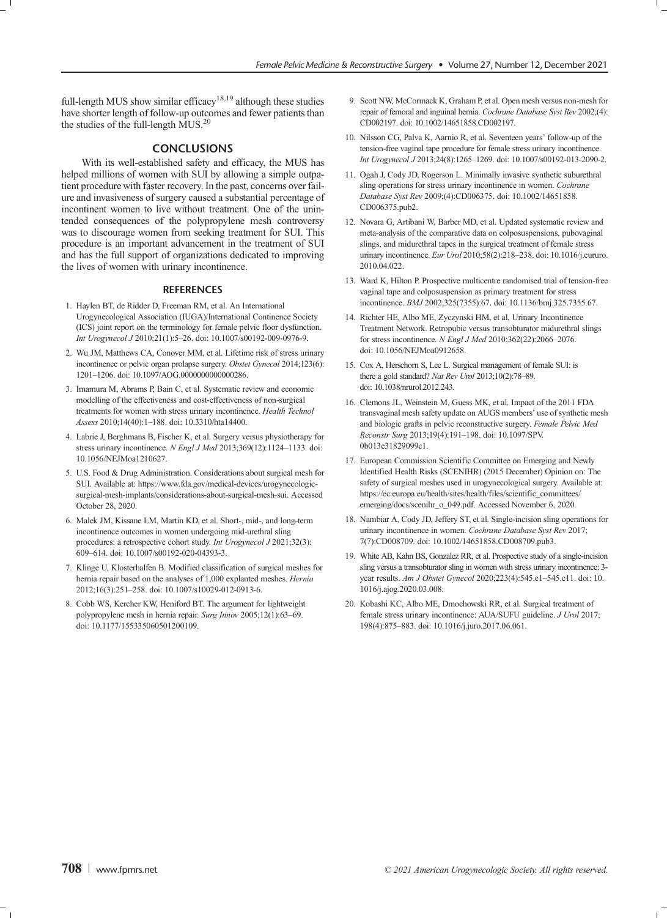full-length MUS show similar efficacy[18,19] although these studies have shorter length of follow-up outcomes and fewer patients than the studies of the full-length MUS.[20]

## CONCLUSIONS

With its well-established safety and efficacy, the MUS has helped millions of women with SUI by allowing a simple outpatient procedure with faster recovery. In the past, concerns over failure and invasiveness of surgery caused a substantial percentage of incontinent women to live without treatment. One of the unintended consequences of the polypropylene mesh controversy was to discourage women from seeking treatment for SUI. This procedure is an important advancement in the treatment of SUI and has the full support of organizations dedicated to improving the lives of women with urinary incontinence.

## REFERENCES

1. Haylen BT, de Ridder D, Freeman RM, et al. An International Urogynecological Association (IUGA)/International Continence Society (ICS) joint report on the terminology for female pelvic floor dysfunction. *Int Urogynecol J* 2010;21(1):5–26. doi: 10.1007/s00192-009-0976-9.
2. Wu JM, Matthews CA, Conover MM, et al. Lifetime risk of stress urinary incontinence or pelvic organ prolapse surgery. *Obstet Gynecol* 2014;123(6): 1201–1206. doi: 10.1097/AOG.0000000000000286.
3. Imamura M, Abrams P, Bain C, et al. Systematic review and economic modelling of the effectiveness and cost-effectiveness of non-surgical treatments for women with stress urinary incontinence. *Health Technol Assess* 2010;14(40):1–188. doi: 10.3310/hta14400.
4. Labrie J, Berghmans B, Fischer K, et al. Surgery versus physiotherapy for stress urinary incontinence. *N Engl J Med* 2013;369(12):1124–1133. doi: 10.1056/NEJMoa1210627.
5. U.S. Food & Drug Administration. Considerations about surgical mesh for SUI. Available at: https://www.fda.gov/medical-devices/urogynecologic-surgical-mesh-implants/considerations-about-surgical-mesh-sui. Accessed October 28, 2020.
6. Malek JM, Kissane LM, Martin KD, et al. Short-, mid-, and long-term incontinence outcomes in women undergoing mid-urethral sling procedures: a retrospective cohort study. *Int Urogynecol J* 2021;32(3): 609–614. doi: 10.1007/s00192-020-04393-3.
7. Klinge U, Klosterhalfen B. Modified classification of surgical meshes for hernia repair based on the analyses of 1,000 explanted meshes. *Hernia* 2012;16(3):251–258. doi: 10.1007/s10029-012-0913-6.
8. Cobb WS, Kercher KW, Heniford BT. The argument for lightweight polypropylene mesh in hernia repair. *Surg Innov* 2005;12(1):63–69. doi: 10.1177/155335060501200109.
9. Scott NW, McCormack K, Graham P, et al. Open mesh versus non-mesh for repair of femoral and inguinal hernia. *Cochrane Database Syst Rev* 2002;(4): CD002197. doi: 10.1002/14651858.CD002197.
10. Nilsson CG, Palva K, Aarnio R, et al. Seventeen years' follow-up of the tension-free vaginal tape procedure for female stress urinary incontinence. *Int Urogynecol J* 2013;24(8):1265–1269. doi: 10.1007/s00192-013-2090-2.
11. Ogah J, Cody JD, Rogerson L. Minimally invasive synthetic suburethral sling operations for stress urinary incontinence in women. *Cochrane Database Syst Rev* 2009;(4):CD006375. doi: 10.1002/14651858.CD006375.pub2.
12. Novara G, Artibani W, Barber MD, et al. Updated systematic review and meta-analysis of the comparative data on colposuspensions, pubovaginal slings, and midurethral tapes in the surgical treatment of female stress urinary incontinence. *Eur Urol* 2010;58(2):218–238. doi: 10.1016/j.eururo.2010.04.022.
13. Ward K, Hilton P. Prospective multicentre randomised trial of tension-free vaginal tape and colposuspension as primary treatment for stress incontinence. *BMJ* 2002;325(7355):67. doi: 10.1136/bmj.325.7355.67.
14. Richter HE, Albo ME, Zyczynski HM, et al, Urinary Incontinence Treatment Network. Retropubic versus transobturator midurethral slings for stress incontinence. *N Engl J Med* 2010;362(22):2066–2076. doi: 10.1056/NEJMoa0912658.
15. Cox A, Herschorn S, Lee L. Surgical management of female SUI: is there a gold standard? *Nat Rev Urol* 2013;10(2):78–89. doi: 10.1038/nrurol.2012.243.
16. Clemons JL, Weinstein M, Guess MK, et al. Impact of the 2011 FDA transvaginal mesh safety update on AUGS members' use of synthetic mesh and biologic grafts in pelvic reconstructive surgery. *Female Pelvic Med Reconstr Surg* 2013;19(4):191–198. doi: 10.1097/SPV.0b013e31829099c1.
17. European Commission Scientific Committee on Emerging and Newly Identified Health Risks (SCENIHR) (2015 December) Opinion on: The safety of surgical meshes used in urogynecological surgery. Available at: https://ec.europa.eu/health/sites/health/files/scientific_committees/emerging/docs/scenihr_o_049.pdf. Accessed November 6, 2020.
18. Nambiar A, Cody JD, Jeffery ST, et al. Single-incision sling operations for urinary incontinence in women. *Cochrane Database Syst Rev* 2017; 7(7):CD008709. doi: 10.1002/14651858.CD008709.pub3.
19. White AB, Kahn BS, Gonzalez RR, et al. Prospective study of a single-incision sling versus a transobturator sling in women with stress urinary incontinence: 3-year results. *Am J Obstet Gynecol* 2020;223(4):545.e1–545.e11. doi: 10.1016/j.ajog.2020.03.008.
20. Kobashi KC, Albo ME, Dmochowski RR, et al. Surgical treatment of female stress urinary incontinence: AUA/SUFU guideline. *J Urol* 2017; 198(4):875–883. doi: 10.1016/j.juro.2017.06.061.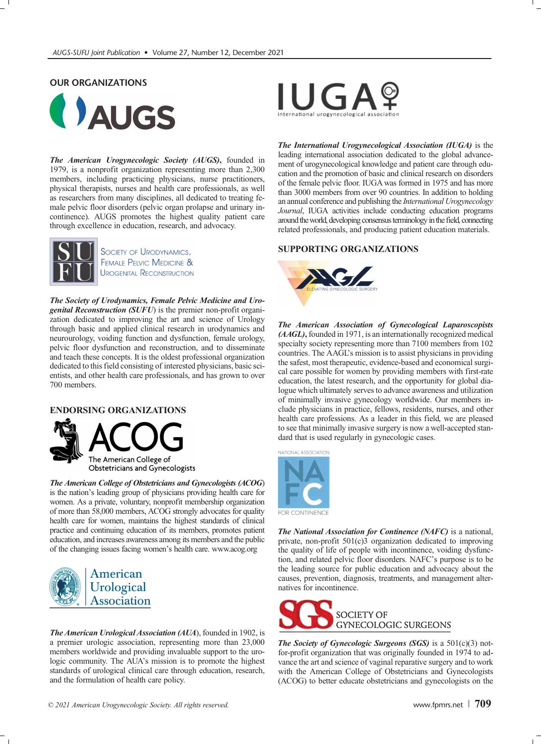## OUR ORGANIZATIONS

AUGS

***The American Urogynecologic Society (AUGS),*** founded in 1979, is a nonprofit organization representing more than 2,300 members, including practicing physicians, nurse practitioners, physical therapists, nurses and health care professionals, as well as researchers from many disciplines, all dedicated to treating female pelvic floor disorders (pelvic organ prolapse and urinary incontinence). AUGS promotes the highest quality patient care through excellence in education, research, and advocacy.

SUFU — Society of Urodynamics, Female Pelvic Medicine & Urogenital Reconstruction

***The Society of Urodynamics, Female Pelvic Medicine and Urogenital Reconstruction (SUFU)*** is the premier non-profit organization dedicated to improving the art and science of Urology through basic and applied clinical research in urodynamics and neurourology, voiding function and dysfunction, female urology, pelvic floor dysfunction and reconstruction, and to disseminate and teach these concepts. It is the oldest professional organization dedicated to this field consisting of interested physicians, basic scientists, and other health care professionals, and has grown to over 700 members.

## ENDORSING ORGANIZATIONS

ACOG — The American College of Obstetricians and Gynecologists

***The American College of Obstetricians and Gynecologists (ACOG)*** is the nation's leading group of physicians providing health care for women. As a private, voluntary, nonprofit membership organization of more than 58,000 members, ACOG strongly advocates for quality health care for women, maintains the highest standards of clinical practice and continuing education of its members, promotes patient education, and increases awareness among its members and the public of the changing issues facing women's health care. www.acog.org

American Urological Association

***The American Urological Association (AUA)***, founded in 1902, is a premier urologic association, representing more than 23,000 members worldwide and providing invaluable support to the urologic community. The AUA's mission is to promote the highest standards of urological clinical care through education, research, and the formulation of health care policy.

IUGA — international urogynecological association

***The International Urogynecological Association (IUGA)*** is the leading international association dedicated to the global advancement of urogynecological knowledge and patient care through education and the promotion of basic and clinical research on disorders of the female pelvic floor. IUGA was formed in 1975 and has more than 3000 members from over 90 countries. In addition to holding an annual conference and publishing the *International Urogynecology Journal*, IUGA activities include conducting education programs around the world, developing consensus terminology in the field, connecting related professionals, and producing patient education materials.

## SUPPORTING ORGANIZATIONS

AAGL — Elevating Gynecologic Surgery

***The American Association of Gynecological Laparoscopists (AAGL),*** founded in 1971, is an internationally recognized medical specialty society representing more than 7100 members from 102 countries. The AAGL's mission is to assist physicians in providing the safest, most therapeutic, evidence-based and economical surgical care possible for women by providing members with first-rate education, the latest research, and the opportunity for global dialogue which ultimately serves to advance awareness and utilization of minimally invasive gynecology worldwide. Our members include physicians in practice, fellows, residents, nurses, and other health care professions. As a leader in this field, we are pleased to see that minimally invasive surgery is now a well-accepted standard that is used regularly in gynecologic cases.

National Association for Continence (NAFC)

***The National Association for Continence (NAFC)*** is a national, private, non-profit 501(c)3 organization dedicated to improving the quality of life of people with incontinence, voiding dysfunction, and related pelvic floor disorders. NAFC's purpose is to be the leading source for public education and advocacy about the causes, prevention, diagnosis, treatments, and management alternatives for incontinence.

SGS — Society of Gynecologic Surgeons

***The Society of Gynecologic Surgeons (SGS)*** is a 501(c)(3) not-for-profit organization that was originally founded in 1974 to advance the art and science of vaginal reparative surgery and to work with the American College of Obstetricians and Gynecologists (ACOG) to better educate obstetricians and gynecologists on the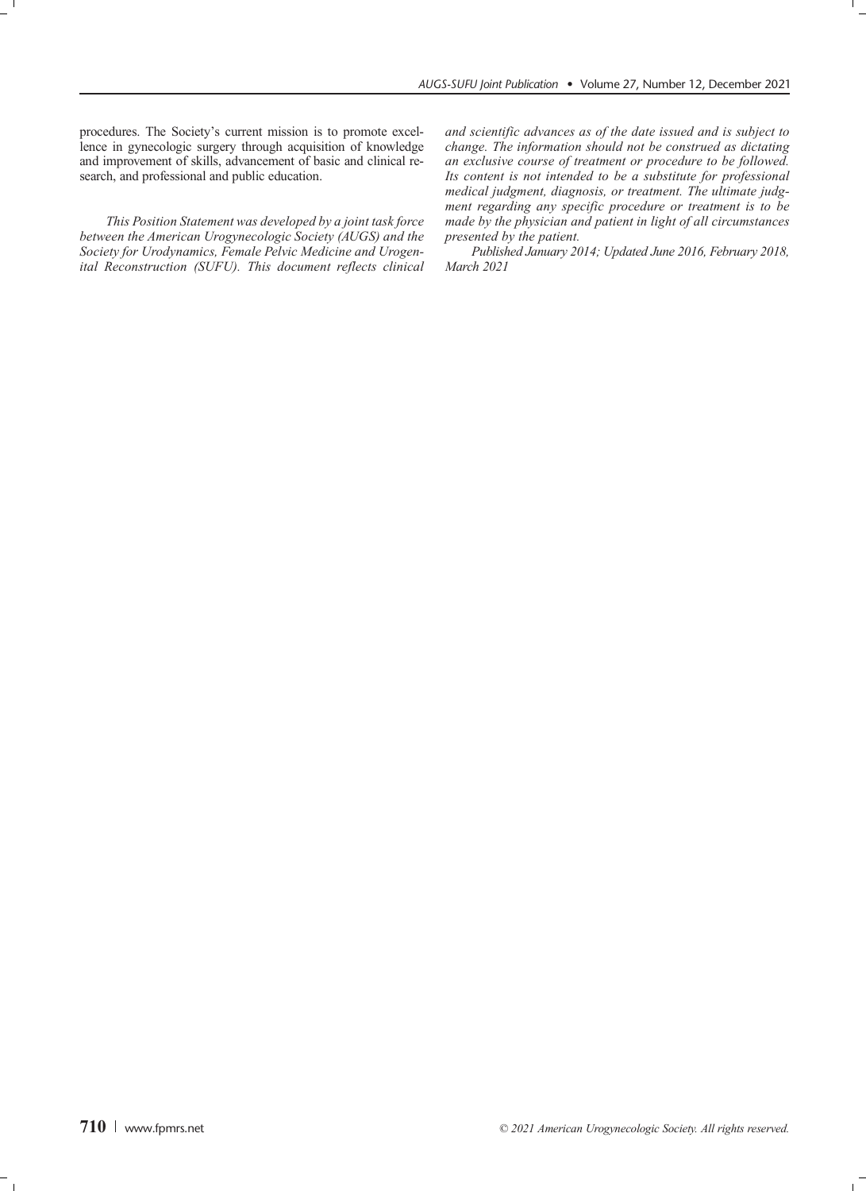procedures. The Society's current mission is to promote excellence in gynecologic surgery through acquisition of knowledge and improvement of skills, advancement of basic and clinical research, and professional and public education.

*This Position Statement was developed by a joint task force between the American Urogynecologic Society (AUGS) and the Society for Urodynamics, Female Pelvic Medicine and Urogenital Reconstruction (SUFU). This document reflects clinical and scientific advances as of the date issued and is subject to change. The information should not be construed as dictating an exclusive course of treatment or procedure to be followed. Its content is not intended to be a substitute for professional medical judgment, diagnosis, or treatment. The ultimate judgment regarding any specific procedure or treatment is to be made by the physician and patient in light of all circumstances presented by the patient.*

*Published January 2014; Updated June 2016, February 2018, March 2021*